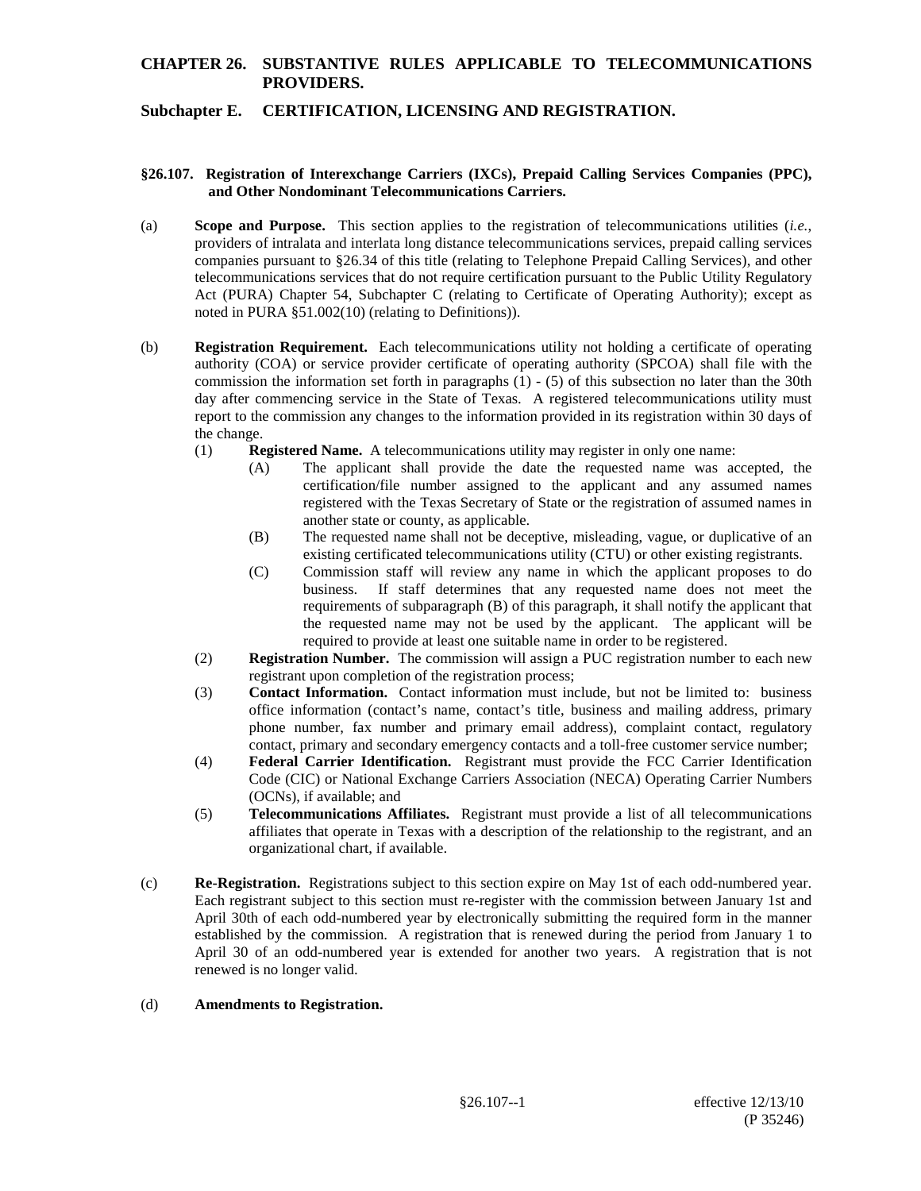# CHAPTER 26. SUBSTANTIVE RULES APPLICABLE TO TELECOMMUNICATIONS PROVIDERS.

## Subchapter E. CERTIFICATION, LICENSING AND REGISTRATION.

### §26.107. Registration of Interexchange Carriers (IXCs), Prepaid Calling Services Companies (PPC), and Other Nondominant Telecommunications Carriers.

(a) **Scope and Purpose.** This section applies to the registration of telecommunications utilities (*i.e.*, providers of intralata and interlata long distance telecommunications services, prepaid calling services companies pursuant to §26.34 of this title (relating to Telephone Prepaid Calling Services), and other telecommunications services that do not require certification pursuant to the Public Utility Regulatory Act (PURA) Chapter 54, Subchapter C (relating to Certificate of Operating Authority); except as noted in PURA §51.002(10) (relating to Definitions)).

(b) **Registration Requirement.** Each telecommunications utility not holding a certificate of operating authority (COA) or service provider certificate of operating authority (SPCOA) shall file with the commission the information set forth in paragraphs (1) - (5) of this subsection no later than the 30th day after commencing service in the State of Texas. A registered telecommunications utility must report to the commission any changes to the information provided in its registration within 30 days of the change.

- (1) **Registered Name.** A telecommunications utility may register in only one name:
  - (A) The applicant shall provide the date the requested name was accepted, the certification/file number assigned to the applicant and any assumed names registered with the Texas Secretary of State or the registration of assumed names in another state or county, as applicable.
  - (B) The requested name shall not be deceptive, misleading, vague, or duplicative of an existing certificated telecommunications utility (CTU) or other existing registrants.
  - (C) Commission staff will review any name in which the applicant proposes to do business. If staff determines that any requested name does not meet the requirements of subparagraph (B) of this paragraph, it shall notify the applicant that the requested name may not be used by the applicant. The applicant will be required to provide at least one suitable name in order to be registered.
- (2) **Registration Number.** The commission will assign a PUC registration number to each new registrant upon completion of the registration process;
- (3) **Contact Information.** Contact information must include, but not be limited to: business office information (contact's name, contact's title, business and mailing address, primary phone number, fax number and primary email address), complaint contact, regulatory contact, primary and secondary emergency contacts and a toll-free customer service number;
- (4) **Federal Carrier Identification.** Registrant must provide the FCC Carrier Identification Code (CIC) or National Exchange Carriers Association (NECA) Operating Carrier Numbers (OCNs), if available; and
- (5) **Telecommunications Affiliates.** Registrant must provide a list of all telecommunications affiliates that operate in Texas with a description of the relationship to the registrant, and an organizational chart, if available.

(c) **Re-Registration.** Registrations subject to this section expire on May 1st of each odd-numbered year. Each registrant subject to this section must re-register with the commission between January 1st and April 30th of each odd-numbered year by electronically submitting the required form in the manner established by the commission. A registration that is renewed during the period from January 1 to April 30 of an odd-numbered year is extended for another two years. A registration that is not renewed is no longer valid.

(d) **Amendments to Registration.**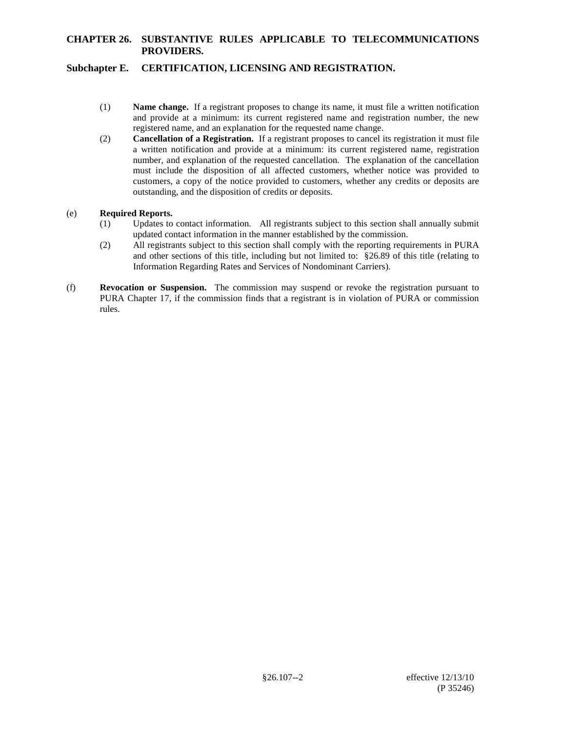(1) **Name change.** If a registrant proposes to change its name, it must file a written notification and provide at a minimum: its current registered name and registration number, the new registered name, and an explanation for the requested name change.

(2) **Cancellation of a Registration.** If a registrant proposes to cancel its registration it must file a written notification and provide at a minimum: its current registered name, registration number, and explanation of the requested cancellation. The explanation of the cancellation must include the disposition of all affected customers, whether notice was provided to customers, a copy of the notice provided to customers, whether any credits or deposits are outstanding, and the disposition of credits or deposits.

(e) **Required Reports.**

(1) Updates to contact information. All registrants subject to this section shall annually submit updated contact information in the manner established by the commission.

(2) All registrants subject to this section shall comply with the reporting requirements in PURA and other sections of this title, including but not limited to: §26.89 of this title (relating to Information Regarding Rates and Services of Nondominant Carriers).

(f) **Revocation or Suspension.** The commission may suspend or revoke the registration pursuant to PURA Chapter 17, if the commission finds that a registrant is in violation of PURA or commission rules.